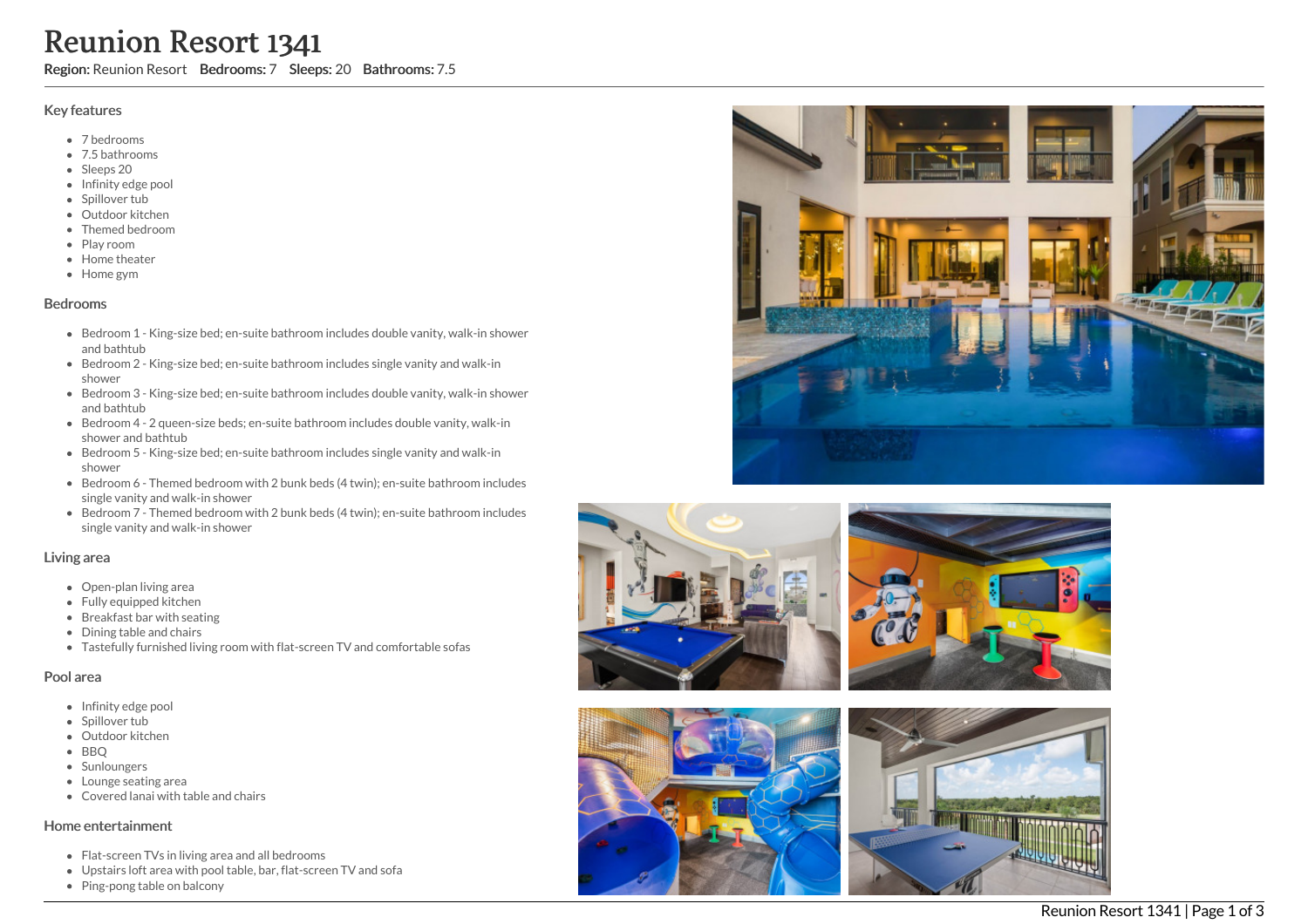# Reunion Resort 1341

**Region:** Reunion Resort **Bedrooms:** 7 **Sleeps:** 20 **Bathrooms:** 7.5

## Key features

- 7 bedrooms
- 7.5 bathrooms
- Sleeps 20
- Infinity edge pool
- Spillover tub
- Outdoor kitchen
- Themed bedroom
- Play room
- Home theater
- Home gym

## Bedrooms

- Bedroom 1 - King-size bed; en-suite bathroom includes double vanity, walk-in shower and bathtub
- Bedroom 2 - King-size bed; en-suite bathroom includes single vanity and walk-in shower
- Bedroom 3 - King-size bed; en-suite bathroom includes double vanity, walk-in shower and bathtub
- Bedroom 4 - 2 queen-size beds; en-suite bathroom includes double vanity, walk-in shower and bathtub
- Bedroom 5 - King-size bed; en-suite bathroom includes single vanity and walk-in shower
- Bedroom 6 - Themed bedroom with 2 bunk beds (4 twin); en-suite bathroom includes single vanity and walk-in shower
- Bedroom 7 - Themed bedroom with 2 bunk beds (4 twin); en-suite bathroom includes single vanity and walk-in shower

## Living area

- Open-plan living area
- Fully equipped kitchen
- Breakfast bar with seating
- Dining table and chairs
- Tastefully furnished living room with flat-screen TV and comfortable sofas

## Pool area

- Infinity edge pool
- Spillover tub
- Outdoor kitchen
- BBQ
- Sunloungers
- Lounge seating area
- Covered lanai with table and chairs

## Home entertainment

- Flat-screen TVs in living area and all bedrooms
- Upstairs loft area with pool table, bar, flat-screen TV and sofa
- Ping-pong table on balcony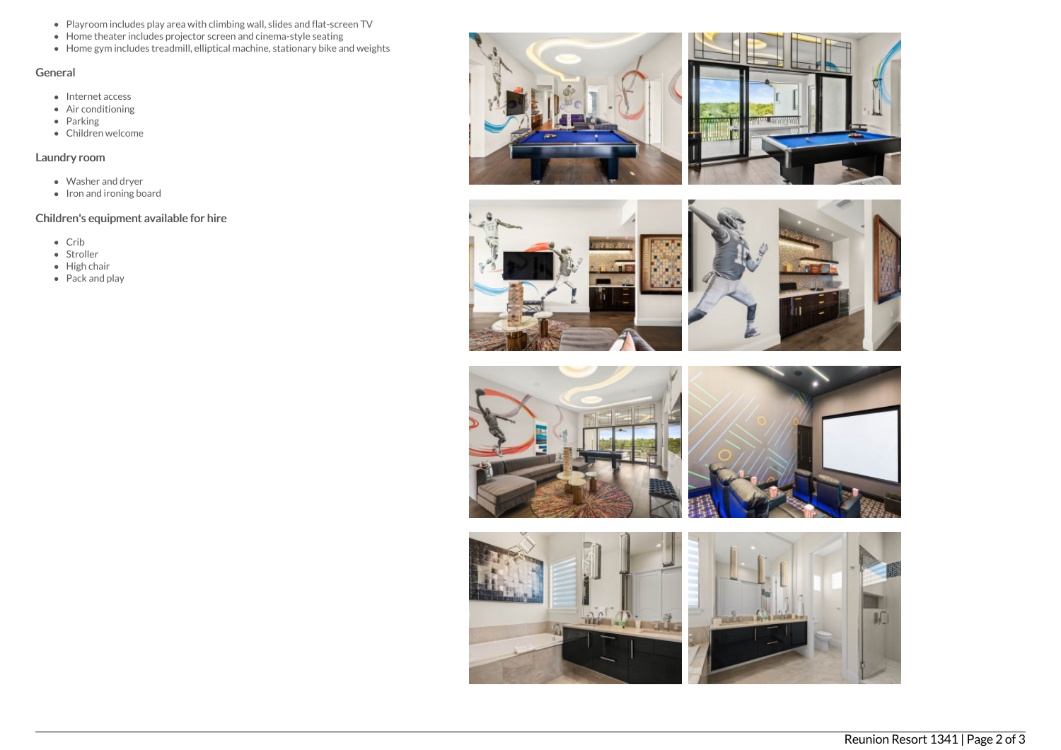- Playroom includes play area with climbing wall, slides and flat-screen TV
- Home theater includes projector screen and cinema-style seating
- Home gym includes treadmill, elliptical machine, stationary bike and weights

## General

- Internet access
- Air conditioning
- Parking
- Children welcome

## Laundry room

- Washer and dryer
- Iron and ironing board

## Children's equipment available for hire

- Crib
- Stroller
- High chair
- Pack and play